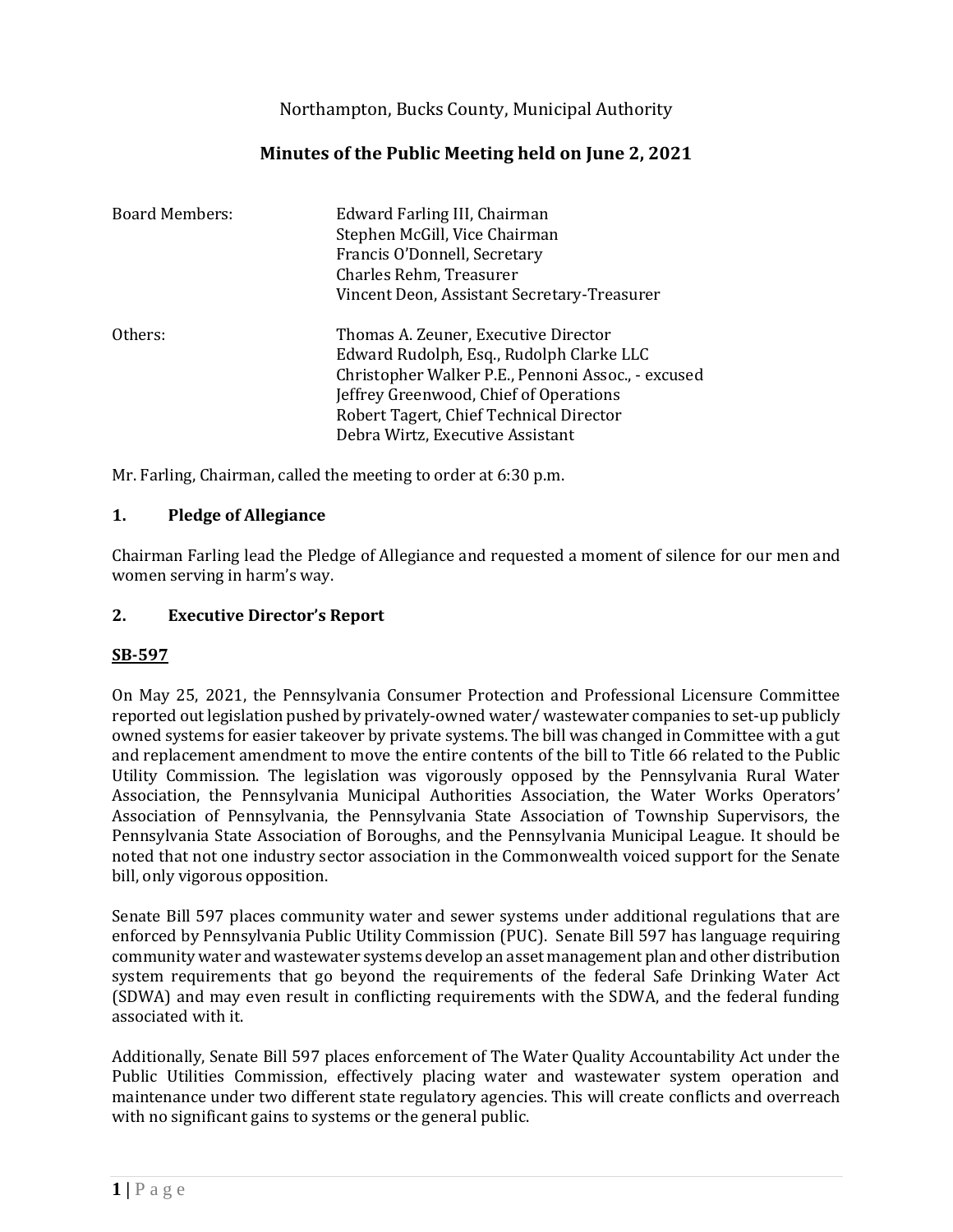# Northampton, Bucks County, Municipal Authority

## Minutes of the Public Meeting held on June 2, 2021

| | |
|---|---|
| Board Members: | Edward Farling III, Chairman<br>Stephen McGill, Vice Chairman<br>Francis O'Donnell, Secretary<br>Charles Rehm, Treasurer<br>Vincent Deon, Assistant Secretary-Treasurer |
| Others: | Thomas A. Zeuner, Executive Director<br>Edward Rudolph, Esq., Rudolph Clarke LLC<br>Christopher Walker P.E., Pennoni Assoc., - excused<br>Jeffrey Greenwood, Chief of Operations<br>Robert Tagert, Chief Technical Director<br>Debra Wirtz, Executive Assistant |

Mr. Farling, Chairman, called the meeting to order at 6:30 p.m.

### 1. Pledge of Allegiance

Chairman Farling lead the Pledge of Allegiance and requested a moment of silence for our men and women serving in harm's way.

### 2. Executive Director's Report

**SB-597**

On May 25, 2021, the Pennsylvania Consumer Protection and Professional Licensure Committee reported out legislation pushed by privately-owned water/ wastewater companies to set-up publicly owned systems for easier takeover by private systems. The bill was changed in Committee with a gut and replacement amendment to move the entire contents of the bill to Title 66 related to the Public Utility Commission. The legislation was vigorously opposed by the Pennsylvania Rural Water Association, the Pennsylvania Municipal Authorities Association, the Water Works Operators' Association of Pennsylvania, the Pennsylvania State Association of Township Supervisors, the Pennsylvania State Association of Boroughs, and the Pennsylvania Municipal League. It should be noted that not one industry sector association in the Commonwealth voiced support for the Senate bill, only vigorous opposition.

Senate Bill 597 places community water and sewer systems under additional regulations that are enforced by Pennsylvania Public Utility Commission (PUC). Senate Bill 597 has language requiring community water and wastewater systems develop an asset management plan and other distribution system requirements that go beyond the requirements of the federal Safe Drinking Water Act (SDWA) and may even result in conflicting requirements with the SDWA, and the federal funding associated with it.

Additionally, Senate Bill 597 places enforcement of The Water Quality Accountability Act under the Public Utilities Commission, effectively placing water and wastewater system operation and maintenance under two different state regulatory agencies. This will create conflicts and overreach with no significant gains to systems or the general public.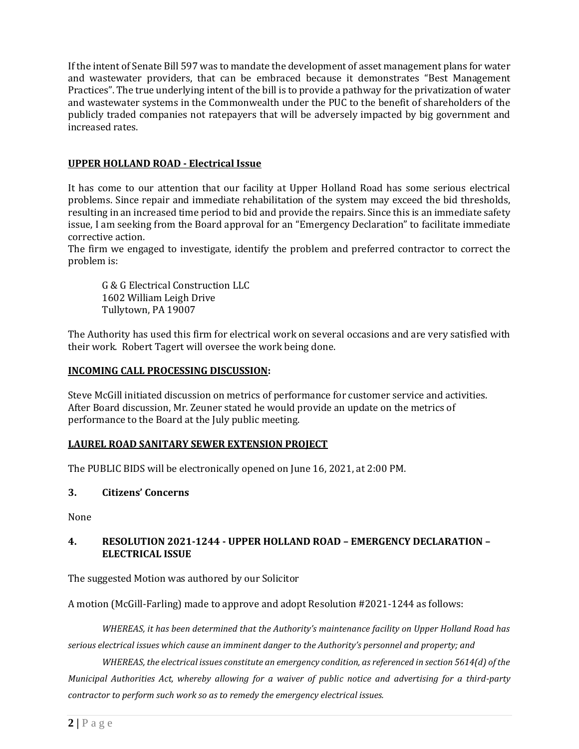If the intent of Senate Bill 597 was to mandate the development of asset management plans for water and wastewater providers, that can be embraced because it demonstrates "Best Management Practices". The true underlying intent of the bill is to provide a pathway for the privatization of water and wastewater systems in the Commonwealth under the PUC to the benefit of shareholders of the publicly traded companies not ratepayers that will be adversely impacted by big government and increased rates.

**UPPER HOLLAND ROAD - Electrical Issue**

It has come to our attention that our facility at Upper Holland Road has some serious electrical problems. Since repair and immediate rehabilitation of the system may exceed the bid thresholds, resulting in an increased time period to bid and provide the repairs. Since this is an immediate safety issue, I am seeking from the Board approval for an "Emergency Declaration" to facilitate immediate corrective action.
The firm we engaged to investigate, identify the problem and preferred contractor to correct the problem is:

> G & G Electrical Construction LLC
> 1602 William Leigh Drive
> Tullytown, PA 19007

The Authority has used this firm for electrical work on several occasions and are very satisfied with their work. Robert Tagert will oversee the work being done.

**INCOMING CALL PROCESSING DISCUSSION:**

Steve McGill initiated discussion on metrics of performance for customer service and activities. After Board discussion, Mr. Zeuner stated he would provide an update on the metrics of performance to the Board at the July public meeting.

**LAUREL ROAD SANITARY SEWER EXTENSION PROJECT**

The PUBLIC BIDS will be electronically opened on June 16, 2021, at 2:00 PM.

### 3. Citizens' Concerns

None

### 4. RESOLUTION 2021-1244 - UPPER HOLLAND ROAD – EMERGENCY DECLARATION – ELECTRICAL ISSUE

The suggested Motion was authored by our Solicitor

A motion (McGill-Farling) made to approve and adopt Resolution #2021-1244 as follows:

*WHEREAS, it has been determined that the Authority's maintenance facility on Upper Holland Road has serious electrical issues which cause an imminent danger to the Authority's personnel and property; and*

*WHEREAS, the electrical issues constitute an emergency condition, as referenced in section 5614(d) of the Municipal Authorities Act, whereby allowing for a waiver of public notice and advertising for a third-party contractor to perform such work so as to remedy the emergency electrical issues.*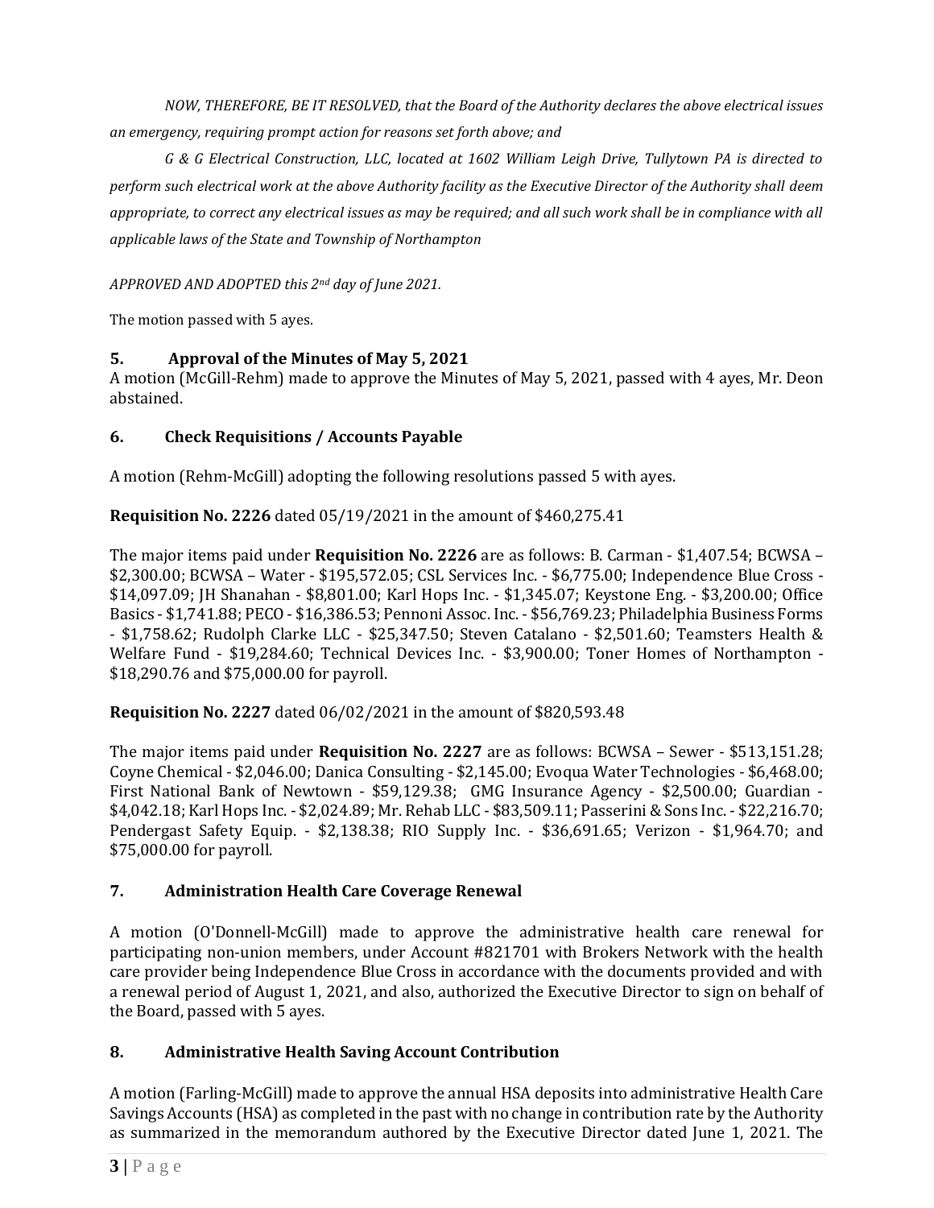*NOW, THEREFORE, BE IT RESOLVED, that the Board of the Authority declares the above electrical issues an emergency, requiring prompt action for reasons set forth above; and*

*G & G Electrical Construction, LLC, located at 1602 William Leigh Drive, Tullytown PA is directed to perform such electrical work at the above Authority facility as the Executive Director of the Authority shall deem appropriate, to correct any electrical issues as may be required; and all such work shall be in compliance with all applicable laws of the State and Township of Northampton*

*APPROVED AND ADOPTED this 2nd day of June 2021.*

The motion passed with 5 ayes.

## 5. Approval of the Minutes of May 5, 2021

A motion (McGill-Rehm) made to approve the Minutes of May 5, 2021, passed with 4 ayes, Mr. Deon abstained.

## 6. Check Requisitions / Accounts Payable

A motion (Rehm-McGill) adopting the following resolutions passed 5 with ayes.

**Requisition No. 2226** dated 05/19/2021 in the amount of $460,275.41

The major items paid under **Requisition No. 2226** are as follows: B. Carman - $1,407.54; BCWSA – $2,300.00; BCWSA – Water - $195,572.05; CSL Services Inc. - $6,775.00; Independence Blue Cross - $14,097.09; JH Shanahan - $8,801.00; Karl Hops Inc. - $1,345.07; Keystone Eng. - $3,200.00; Office Basics - $1,741.88; PECO - $16,386.53; Pennoni Assoc. Inc. - $56,769.23; Philadelphia Business Forms - $1,758.62; Rudolph Clarke LLC - $25,347.50; Steven Catalano - $2,501.60; Teamsters Health & Welfare Fund - $19,284.60; Technical Devices Inc. - $3,900.00; Toner Homes of Northampton - $18,290.76 and $75,000.00 for payroll.

**Requisition No. 2227** dated 06/02/2021 in the amount of $820,593.48

The major items paid under **Requisition No. 2227** are as follows: BCWSA – Sewer - $513,151.28; Coyne Chemical - $2,046.00; Danica Consulting - $2,145.00; Evoqua Water Technologies - $6,468.00; First National Bank of Newtown - $59,129.38; GMG Insurance Agency - $2,500.00; Guardian - $4,042.18; Karl Hops Inc. - $2,024.89; Mr. Rehab LLC - $83,509.11; Passerini & Sons Inc. - $22,216.70; Pendergast Safety Equip. - $2,138.38; RIO Supply Inc. - $36,691.65; Verizon - $1,964.70; and $75,000.00 for payroll.

## 7. Administration Health Care Coverage Renewal

A motion (O'Donnell-McGill) made to approve the administrative health care renewal for participating non-union members, under Account #821701 with Brokers Network with the health care provider being Independence Blue Cross in accordance with the documents provided and with a renewal period of August 1, 2021, and also, authorized the Executive Director to sign on behalf of the Board, passed with 5 ayes.

## 8. Administrative Health Saving Account Contribution

A motion (Farling-McGill) made to approve the annual HSA deposits into administrative Health Care Savings Accounts (HSA) as completed in the past with no change in contribution rate by the Authority as summarized in the memorandum authored by the Executive Director dated June 1, 2021. The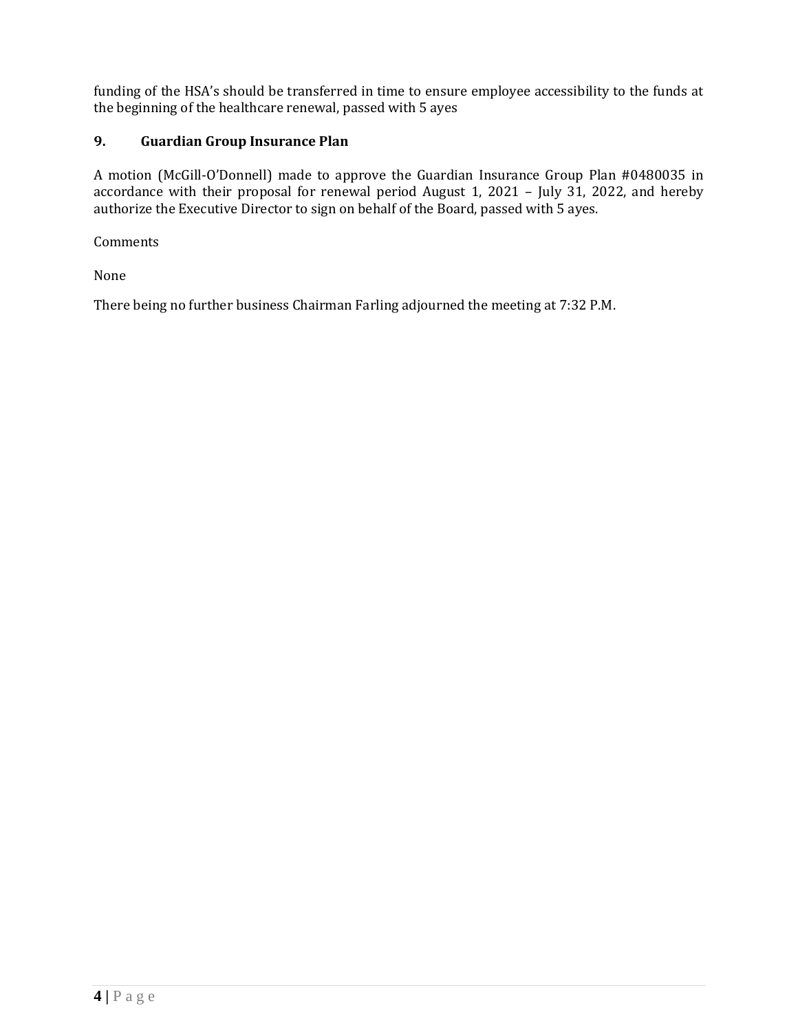funding of the HSA's should be transferred in time to ensure employee accessibility to the funds at the beginning of the healthcare renewal, passed with 5 ayes

### 9. Guardian Group Insurance Plan

A motion (McGill-O'Donnell) made to approve the Guardian Insurance Group Plan #0480035 in accordance with their proposal for renewal period August 1, 2021 – July 31, 2022, and hereby authorize the Executive Director to sign on behalf of the Board, passed with 5 ayes.

Comments

None

There being no further business Chairman Farling adjourned the meeting at 7:32 P.M.